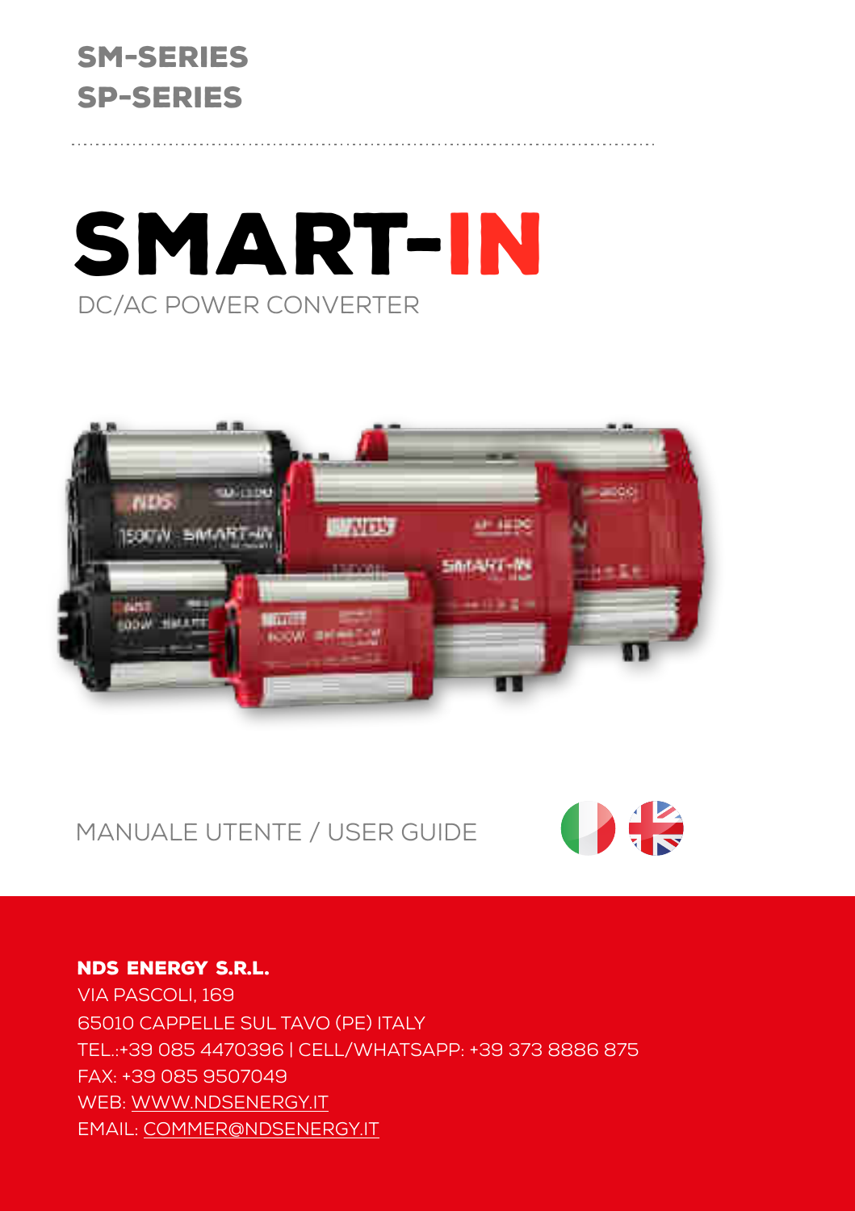**SM-SERIES**
**SP-SERIES**

# SMART-IN

DC/AC POWER CONVERTER

MANUALE UTENTE / USER GUIDE

**NDS ENERGY S.R.L.**
VIA PASCOLI, 169
65010 CAPPELLE SUL TAVO (PE) ITALY
TEL.:+39 085 4470396 | CELL/WHATSAPP: +39 373 8886 875
FAX: +39 085 9507049
WEB: WWW.NDSENERGY.IT
EMAIL: COMMER@NDSENERGY.IT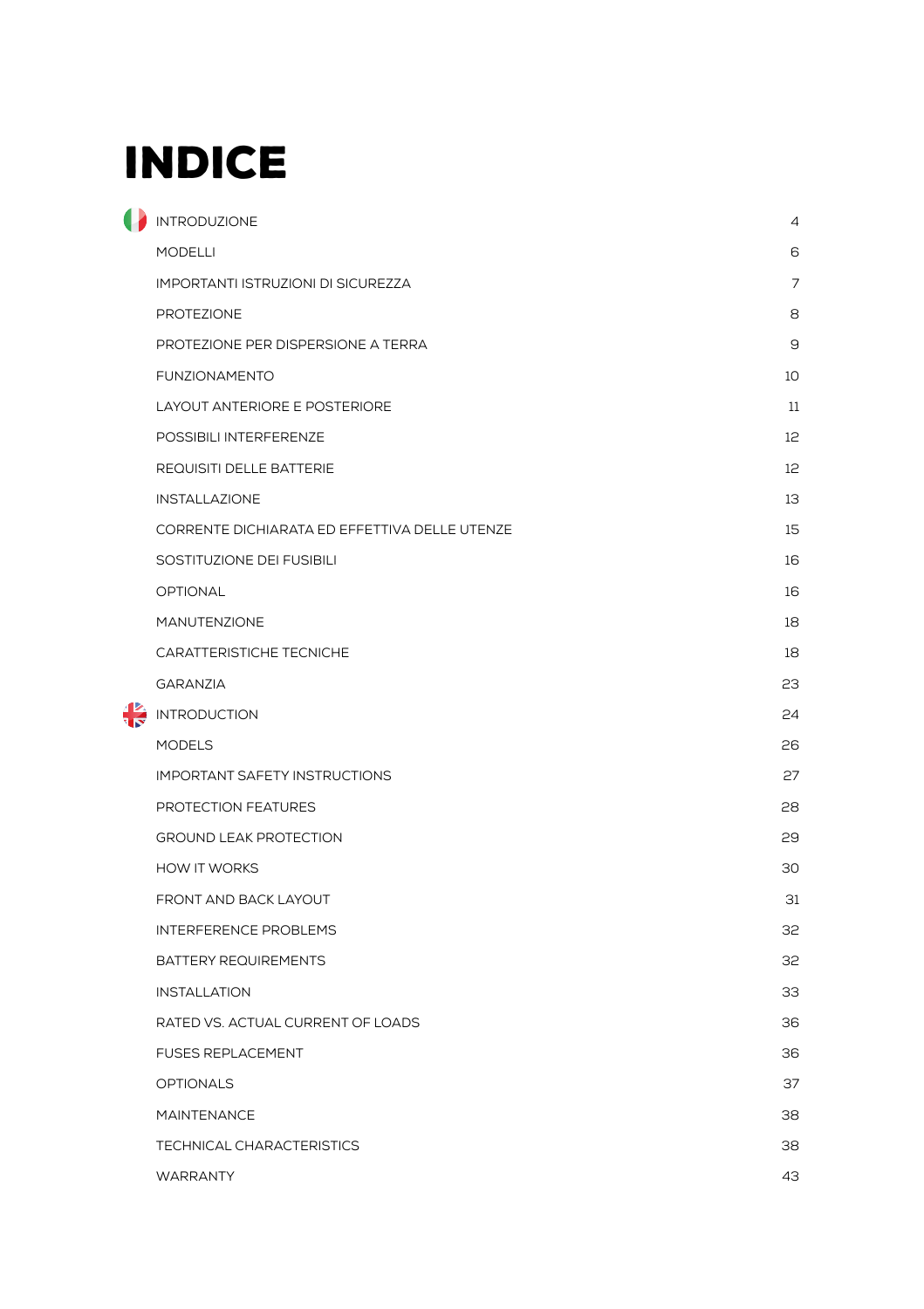# INDICE

| | |
|---|---|
| INTRODUZIONE | 4 |
| MODELLI | 6 |
| IMPORTANTI ISTRUZIONI DI SICUREZZA | 7 |
| PROTEZIONE | 8 |
| PROTEZIONE PER DISPERSIONE A TERRA | 9 |
| FUNZIONAMENTO | 10 |
| LAYOUT ANTERIORE E POSTERIORE | 11 |
| POSSIBILI INTERFERENZE | 12 |
| REQUISITI DELLE BATTERIE | 12 |
| INSTALLAZIONE | 13 |
| CORRENTE DICHIARATA ED EFFETTIVA DELLE UTENZE | 15 |
| SOSTITUZIONE DEI FUSIBILI | 16 |
| OPTIONAL | 16 |
| MANUTENZIONE | 18 |
| CARATTERISTICHE TECNICHE | 18 |
| GARANZIA | 23 |
| INTRODUCTION | 24 |
| MODELS | 26 |
| IMPORTANT SAFETY INSTRUCTIONS | 27 |
| PROTECTION FEATURES | 28 |
| GROUND LEAK PROTECTION | 29 |
| HOW IT WORKS | 30 |
| FRONT AND BACK LAYOUT | 31 |
| INTERFERENCE PROBLEMS | 32 |
| BATTERY REQUIREMENTS | 32 |
| INSTALLATION | 33 |
| RATED VS. ACTUAL CURRENT OF LOADS | 36 |
| FUSES REPLACEMENT | 36 |
| OPTIONALS | 37 |
| MAINTENANCE | 38 |
| TECHNICAL CHARACTERISTICS | 38 |
| WARRANTY | 43 |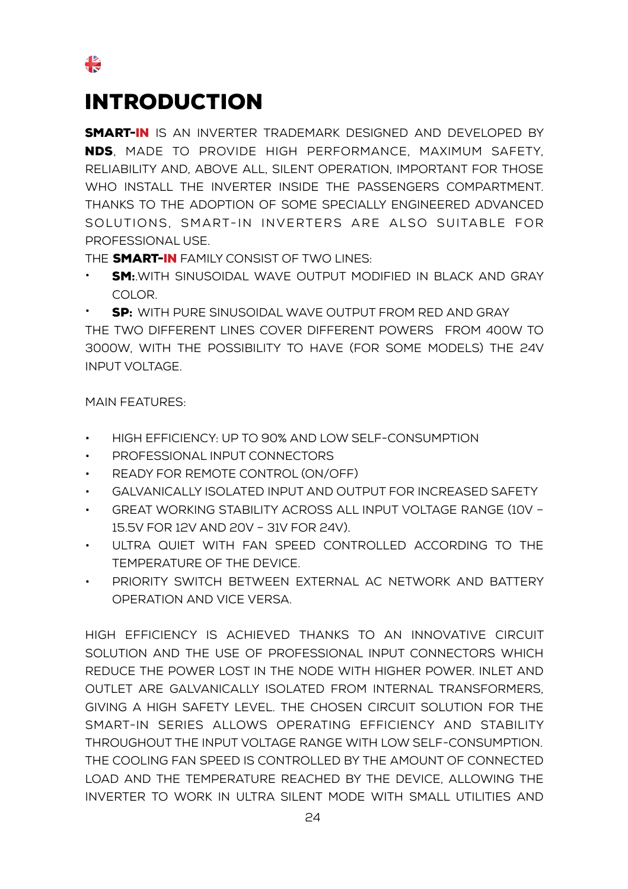# INTRODUCTION

**SMART-IN** IS AN INVERTER TRADEMARK DESIGNED AND DEVELOPED BY **NDS**, MADE TO PROVIDE HIGH PERFORMANCE, MAXIMUM SAFETY, RELIABILITY AND, ABOVE ALL, SILENT OPERATION, IMPORTANT FOR THOSE WHO INSTALL THE INVERTER INSIDE THE PASSENGERS COMPARTMENT. THANKS TO THE ADOPTION OF SOME SPECIALLY ENGINEERED ADVANCED SOLUTIONS, SMART-IN INVERTERS ARE ALSO SUITABLE FOR PROFESSIONAL USE.

THE **SMART-IN** FAMILY CONSIST OF TWO LINES:

- **SM:**.WITH SINUSOIDAL WAVE OUTPUT MODIFIED IN BLACK AND GRAY COLOR.
- **SP:** WITH PURE SINUSOIDAL WAVE OUTPUT FROM RED AND GRAY

THE TWO DIFFERENT LINES COVER DIFFERENT POWERS FROM 400W TO 3000W, WITH THE POSSIBILITY TO HAVE (FOR SOME MODELS) THE 24V INPUT VOLTAGE.

MAIN FEATURES:

- HIGH EFFICIENCY: UP TO 90% AND LOW SELF-CONSUMPTION
- PROFESSIONAL INPUT CONNECTORS
- READY FOR REMOTE CONTROL (ON/OFF)
- GALVANICALLY ISOLATED INPUT AND OUTPUT FOR INCREASED SAFETY
- GREAT WORKING STABILITY ACROSS ALL INPUT VOLTAGE RANGE (10V – 15.5V FOR 12V AND 20V – 31V FOR 24V).
- ULTRA QUIET WITH FAN SPEED CONTROLLED ACCORDING TO THE TEMPERATURE OF THE DEVICE.
- PRIORITY SWITCH BETWEEN EXTERNAL AC NETWORK AND BATTERY OPERATION AND VICE VERSA.

HIGH EFFICIENCY IS ACHIEVED THANKS TO AN INNOVATIVE CIRCUIT SOLUTION AND THE USE OF PROFESSIONAL INPUT CONNECTORS WHICH REDUCE THE POWER LOST IN THE NODE WITH HIGHER POWER. INLET AND OUTLET ARE GALVANICALLY ISOLATED FROM INTERNAL TRANSFORMERS, GIVING A HIGH SAFETY LEVEL. THE CHOSEN CIRCUIT SOLUTION FOR THE SMART-IN SERIES ALLOWS OPERATING EFFICIENCY AND STABILITY THROUGHOUT THE INPUT VOLTAGE RANGE WITH LOW SELF-CONSUMPTION. THE COOLING FAN SPEED IS CONTROLLED BY THE AMOUNT OF CONNECTED LOAD AND THE TEMPERATURE REACHED BY THE DEVICE, ALLOWING THE INVERTER TO WORK IN ULTRA SILENT MODE WITH SMALL UTILITIES AND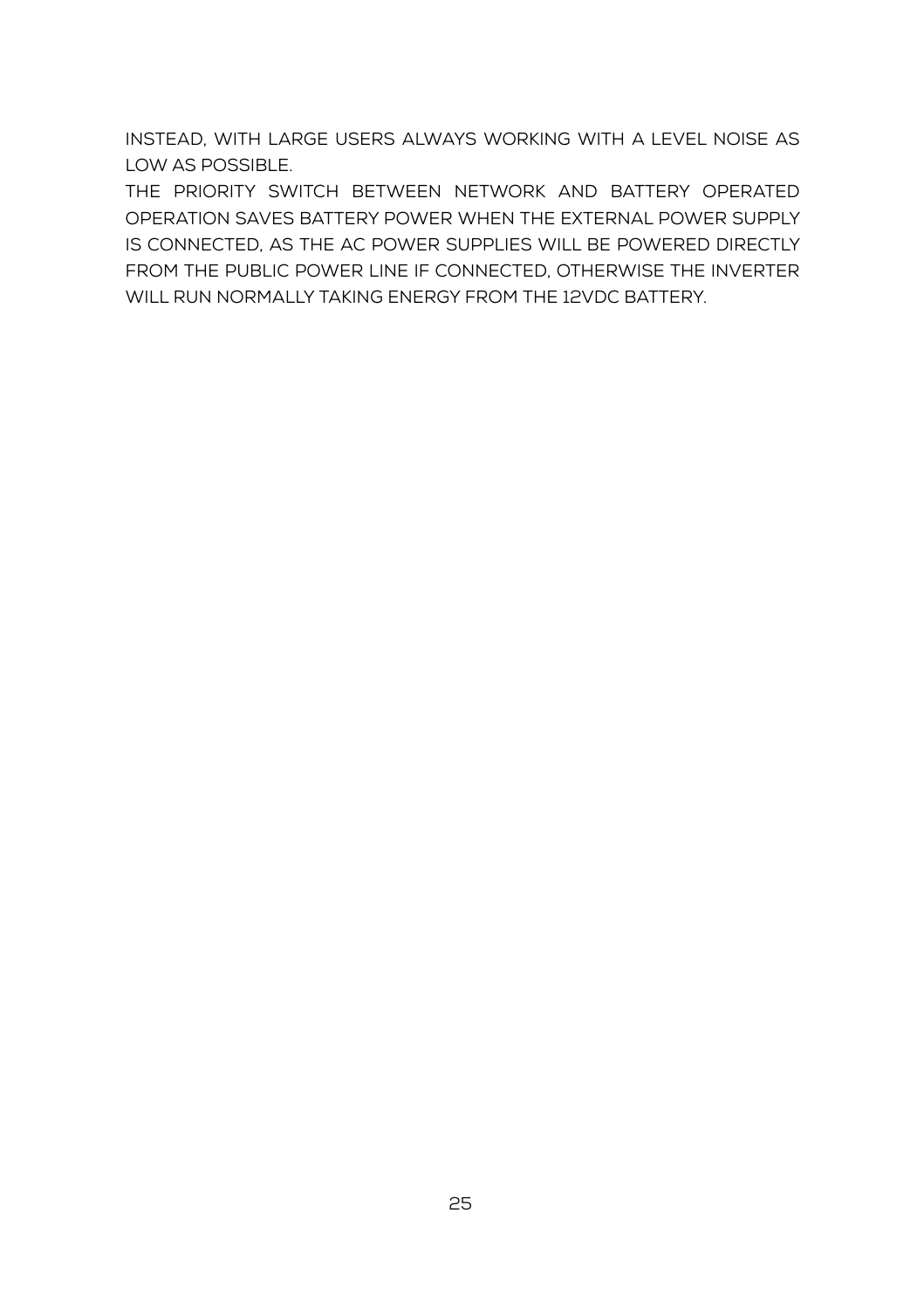INSTEAD, WITH LARGE USERS ALWAYS WORKING WITH A LEVEL NOISE AS LOW AS POSSIBLE.

THE PRIORITY SWITCH BETWEEN NETWORK AND BATTERY OPERATED OPERATION SAVES BATTERY POWER WHEN THE EXTERNAL POWER SUPPLY IS CONNECTED, AS THE AC POWER SUPPLIES WILL BE POWERED DIRECTLY FROM THE PUBLIC POWER LINE IF CONNECTED, OTHERWISE THE INVERTER WILL RUN NORMALLY TAKING ENERGY FROM THE 12VDC BATTERY.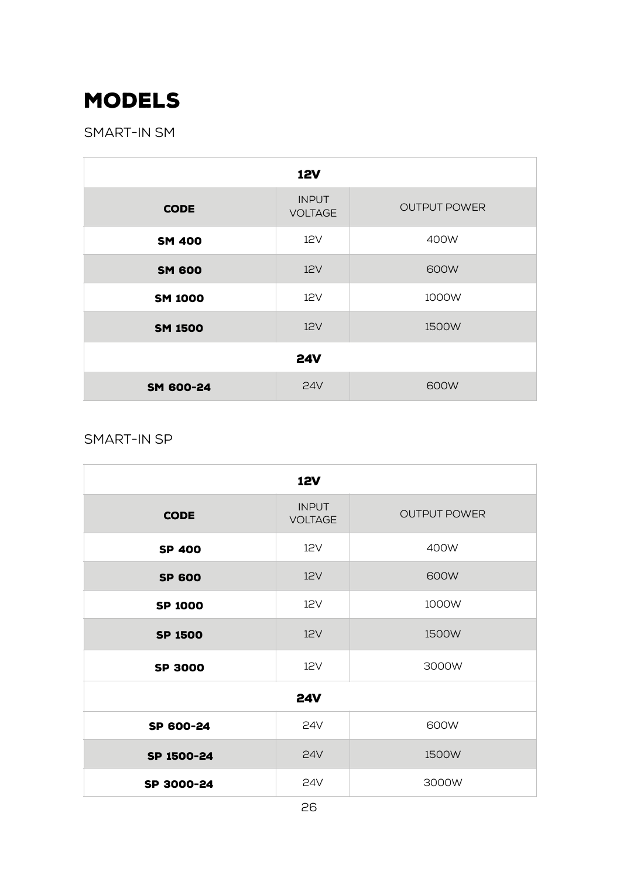# MODELS

SMART-IN SM

| **12V** | | |
|---|---|---|
| **CODE** | INPUT VOLTAGE | OUTPUT POWER |
| **SM 400** | 12V | 400W |
| **SM 600** | 12V | 600W |
| **SM 1000** | 12V | 1000W |
| **SM 1500** | 12V | 1500W |
| **24V** | | |
| **SM 600-24** | 24V | 600W |

SMART-IN SP

| **12V** | | |
|---|---|---|
| **CODE** | INPUT VOLTAGE | OUTPUT POWER |
| **SP 400** | 12V | 400W |
| **SP 600** | 12V | 600W |
| **SP 1000** | 12V | 1000W |
| **SP 1500** | 12V | 1500W |
| **SP 3000** | 12V | 3000W |
| **24V** | | |
| **SP 600-24** | 24V | 600W |
| **SP 1500-24** | 24V | 1500W |
| **SP 3000-24** | 24V | 3000W |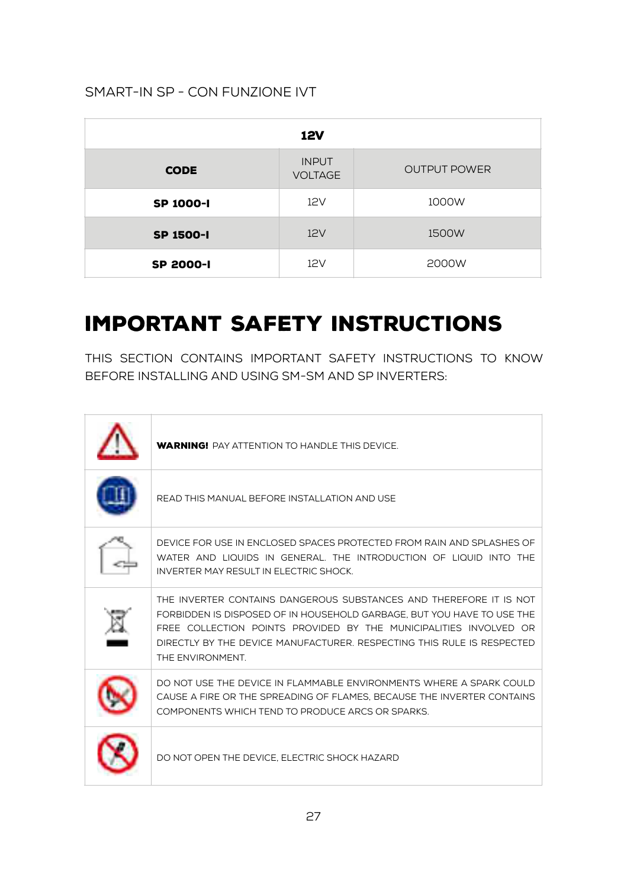SMART-IN SP - CON FUNZIONE IVT

| 12V | | |
|---|---|---|
| **CODE** | INPUT VOLTAGE | OUTPUT POWER |
| **SP 1000-I** | 12V | 1000W |
| **SP 1500-I** | 12V | 1500W |
| **SP 2000-I** | 12V | 2000W |

# IMPORTANT SAFETY INSTRUCTIONS

THIS SECTION CONTAINS IMPORTANT SAFETY INSTRUCTIONS TO KNOW BEFORE INSTALLING AND USING SM-SM AND SP INVERTERS:

| | |
|---|---|
| | **WARNING!** PAY ATTENTION TO HANDLE THIS DEVICE. |
| | READ THIS MANUAL BEFORE INSTALLATION AND USE |
| | DEVICE FOR USE IN ENCLOSED SPACES PROTECTED FROM RAIN AND SPLASHES OF WATER AND LIQUIDS IN GENERAL. THE INTRODUCTION OF LIQUID INTO THE INVERTER MAY RESULT IN ELECTRIC SHOCK. |
| | THE INVERTER CONTAINS DANGEROUS SUBSTANCES AND THEREFORE IT IS NOT FORBIDDEN IS DISPOSED OF IN HOUSEHOLD GARBAGE, BUT YOU HAVE TO USE THE FREE COLLECTION POINTS PROVIDED BY THE MUNICIPALITIES INVOLVED OR DIRECTLY BY THE DEVICE MANUFACTURER. RESPECTING THIS RULE IS RESPECTED THE ENVIRONMENT. |
| | DO NOT USE THE DEVICE IN FLAMMABLE ENVIRONMENTS WHERE A SPARK COULD CAUSE A FIRE OR THE SPREADING OF FLAMES, BECAUSE THE INVERTER CONTAINS COMPONENTS WHICH TEND TO PRODUCE ARCS OR SPARKS. |
| | DO NOT OPEN THE DEVICE, ELECTRIC SHOCK HAZARD |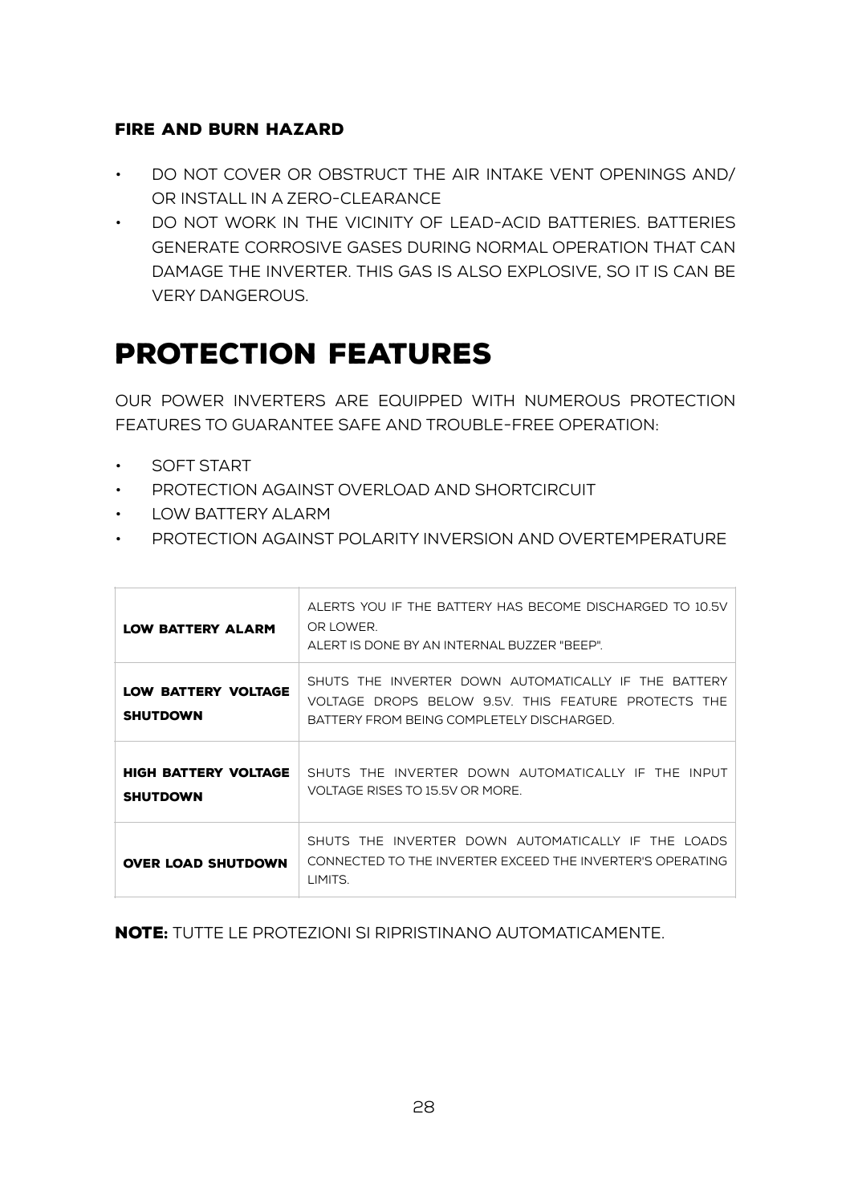### FIRE AND BURN HAZARD

- DO NOT COVER OR OBSTRUCT THE AIR INTAKE VENT OPENINGS AND/ OR INSTALL IN A ZERO-CLEARANCE
- DO NOT WORK IN THE VICINITY OF LEAD-ACID BATTERIES. BATTERIES GENERATE CORROSIVE GASES DURING NORMAL OPERATION THAT CAN DAMAGE THE INVERTER. THIS GAS IS ALSO EXPLOSIVE, SO IT IS CAN BE VERY DANGEROUS.

# PROTECTION FEATURES

OUR POWER INVERTERS ARE EQUIPPED WITH NUMEROUS PROTECTION FEATURES TO GUARANTEE SAFE AND TROUBLE-FREE OPERATION:

- SOFT START
- PROTECTION AGAINST OVERLOAD AND SHORTCIRCUIT
- LOW BATTERY ALARM
- PROTECTION AGAINST POLARITY INVERSION AND OVERTEMPERATURE

| | |
|---|---|
| **LOW BATTERY ALARM** | ALERTS YOU IF THE BATTERY HAS BECOME DISCHARGED TO 10.5V OR LOWER.<br>ALERT IS DONE BY AN INTERNAL BUZZER "BEEP". |
| **LOW BATTERY VOLTAGE SHUTDOWN** | SHUTS THE INVERTER DOWN AUTOMATICALLY IF THE BATTERY VOLTAGE DROPS BELOW 9.5V. THIS FEATURE PROTECTS THE BATTERY FROM BEING COMPLETELY DISCHARGED. |
| **HIGH BATTERY VOLTAGE SHUTDOWN** | SHUTS THE INVERTER DOWN AUTOMATICALLY IF THE INPUT VOLTAGE RISES TO 15.5V OR MORE. |
| **OVER LOAD SHUTDOWN** | SHUTS THE INVERTER DOWN AUTOMATICALLY IF THE LOADS CONNECTED TO THE INVERTER EXCEED THE INVERTER'S OPERATING LIMITS. |

**NOTE:** TUTTE LE PROTEZIONI SI RIPRISTINANO AUTOMATICAMENTE.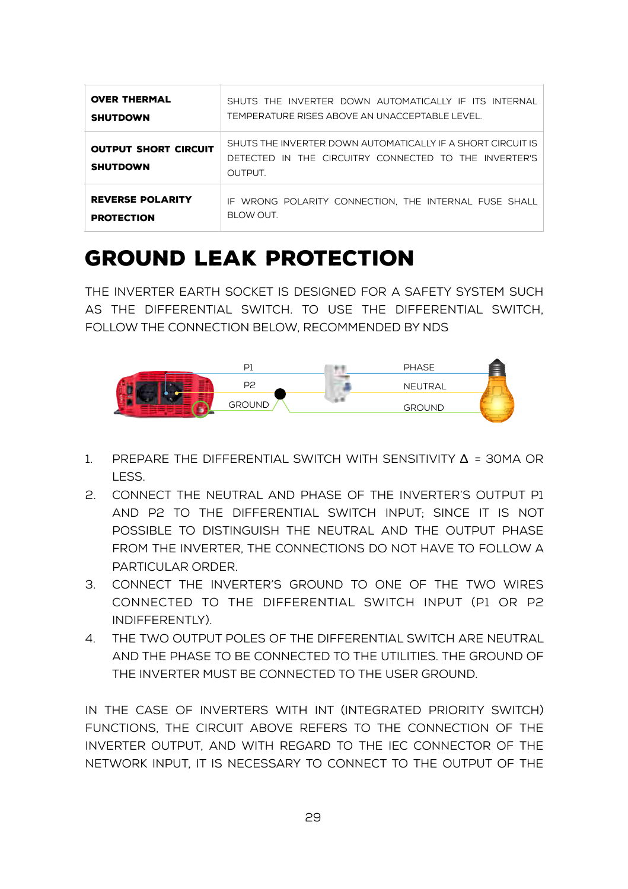| | |
|---|---|
| **OVER THERMAL SHUTDOWN** | SHUTS THE INVERTER DOWN AUTOMATICALLY IF ITS INTERNAL TEMPERATURE RISES ABOVE AN UNACCEPTABLE LEVEL. |
| **OUTPUT SHORT CIRCUIT SHUTDOWN** | SHUTS THE INVERTER DOWN AUTOMATICALLY IF A SHORT CIRCUIT IS DETECTED IN THE CIRCUITRY CONNECTED TO THE INVERTER'S OUTPUT. |
| **REVERSE POLARITY PROTECTION** | IF WRONG POLARITY CONNECTION, THE INTERNAL FUSE SHALL BLOW OUT. |

# GROUND LEAK PROTECTION

THE INVERTER EARTH SOCKET IS DESIGNED FOR A SAFETY SYSTEM SUCH AS THE DIFFERENTIAL SWITCH. TO USE THE DIFFERENTIAL SWITCH, FOLLOW THE CONNECTION BELOW, RECOMMENDED BY NDS

P1 PHASE
P2 NEUTRAL
GROUND GROUND

1. PREPARE THE DIFFERENTIAL SWITCH WITH SENSITIVITY Δ = 30MA OR LESS.
2. CONNECT THE NEUTRAL AND PHASE OF THE INVERTER'S OUTPUT P1 AND P2 TO THE DIFFERENTIAL SWITCH INPUT; SINCE IT IS NOT POSSIBLE TO DISTINGUISH THE NEUTRAL AND THE OUTPUT PHASE FROM THE INVERTER, THE CONNECTIONS DO NOT HAVE TO FOLLOW A PARTICULAR ORDER.
3. CONNECT THE INVERTER'S GROUND TO ONE OF THE TWO WIRES CONNECTED TO THE DIFFERENTIAL SWITCH INPUT (P1 OR P2 INDIFFERENTLY).
4. THE TWO OUTPUT POLES OF THE DIFFERENTIAL SWITCH ARE NEUTRAL AND THE PHASE TO BE CONNECTED TO THE UTILITIES. THE GROUND OF THE INVERTER MUST BE CONNECTED TO THE USER GROUND.

IN THE CASE OF INVERTERS WITH INT (INTEGRATED PRIORITY SWITCH) FUNCTIONS, THE CIRCUIT ABOVE REFERS TO THE CONNECTION OF THE INVERTER OUTPUT, AND WITH REGARD TO THE IEC CONNECTOR OF THE NETWORK INPUT, IT IS NECESSARY TO CONNECT TO THE OUTPUT OF THE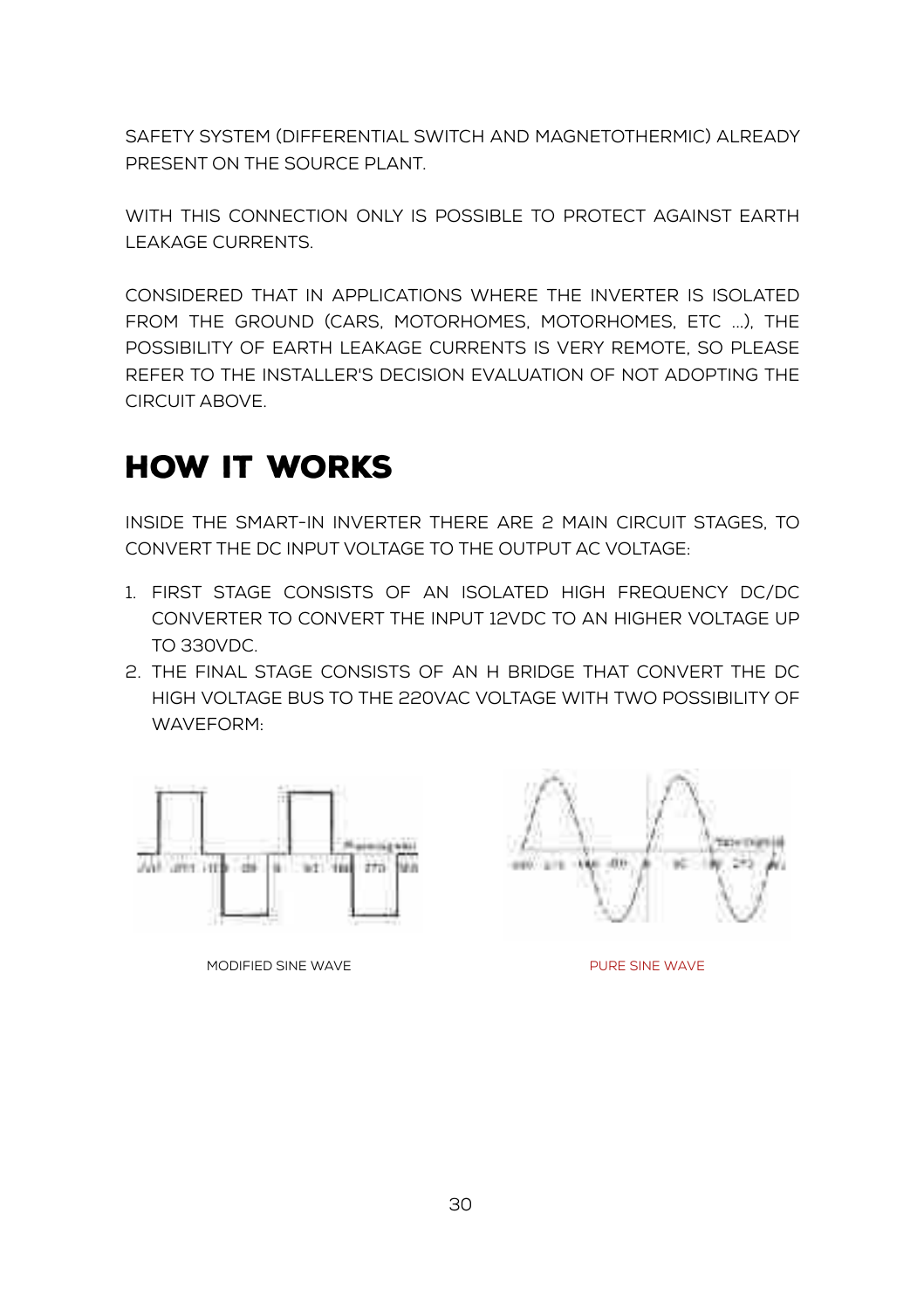SAFETY SYSTEM (DIFFERENTIAL SWITCH AND MAGNETOTHERMIC) ALREADY PRESENT ON THE SOURCE PLANT.

WITH THIS CONNECTION ONLY IS POSSIBLE TO PROTECT AGAINST EARTH LEAKAGE CURRENTS.

CONSIDERED THAT IN APPLICATIONS WHERE THE INVERTER IS ISOLATED FROM THE GROUND (CARS, MOTORHOMES, MOTORHOMES, ETC ...), THE POSSIBILITY OF EARTH LEAKAGE CURRENTS IS VERY REMOTE, SO PLEASE REFER TO THE INSTALLER'S DECISION EVALUATION OF NOT ADOPTING THE CIRCUIT ABOVE.

# HOW IT WORKS

INSIDE THE SMART-IN INVERTER THERE ARE 2 MAIN CIRCUIT STAGES, TO CONVERT THE DC INPUT VOLTAGE TO THE OUTPUT AC VOLTAGE:

1. FIRST STAGE CONSISTS OF AN ISOLATED HIGH FREQUENCY DC/DC CONVERTER TO CONVERT THE INPUT 12VDC TO AN HIGHER VOLTAGE UP TO 330VDC.
2. THE FINAL STAGE CONSISTS OF AN H BRIDGE THAT CONVERT THE DC HIGH VOLTAGE BUS TO THE 220VAC VOLTAGE WITH TWO POSSIBILITY OF WAVEFORM:

MODIFIED SINE WAVE

PURE SINE WAVE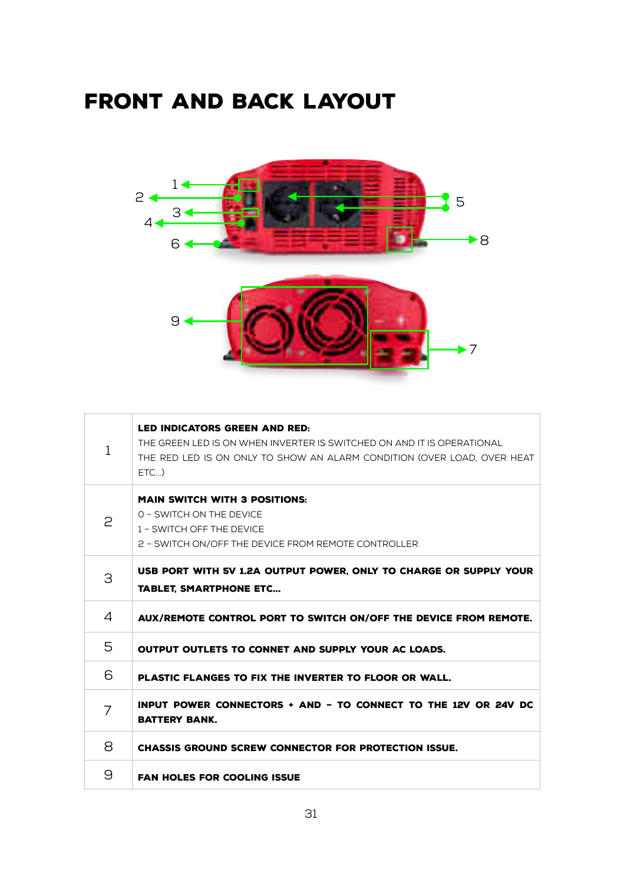# FRONT AND BACK LAYOUT

| | |
|---|---|
| 1 | **LED INDICATORS GREEN AND RED:**<br>THE GREEN LED IS ON WHEN INVERTER IS SWITCHED ON AND IT IS OPERATIONAL<br>THE RED LED IS ON ONLY TO SHOW AN ALARM CONDITION (OVER LOAD, OVER HEAT ETC...) |
| 2 | **MAIN SWITCH WITH 3 POSITIONS:**<br>0 – SWITCH ON THE DEVICE<br>1 – SWITCH OFF THE DEVICE<br>2 – SWITCH ON/OFF THE DEVICE FROM REMOTE CONTROLLER |
| 3 | **USB PORT WITH 5V 1.2A OUTPUT POWER, ONLY TO CHARGE OR SUPPLY YOUR TABLET, SMARTPHONE ETC...** |
| 4 | **AUX/REMOTE CONTROL PORT TO SWITCH ON/OFF THE DEVICE FROM REMOTE.** |
| 5 | **OUTPUT OUTLETS TO CONNET AND SUPPLY YOUR AC LOADS.** |
| 6 | **PLASTIC FLANGES TO FIX THE INVERTER TO FLOOR OR WALL.** |
| 7 | **INPUT POWER CONNECTORS + AND – TO CONNECT TO THE 12V OR 24V DC BATTERY BANK.** |
| 8 | **CHASSIS GROUND SCREW CONNECTOR FOR PROTECTION ISSUE.** |
| 9 | **FAN HOLES FOR COOLING ISSUE** |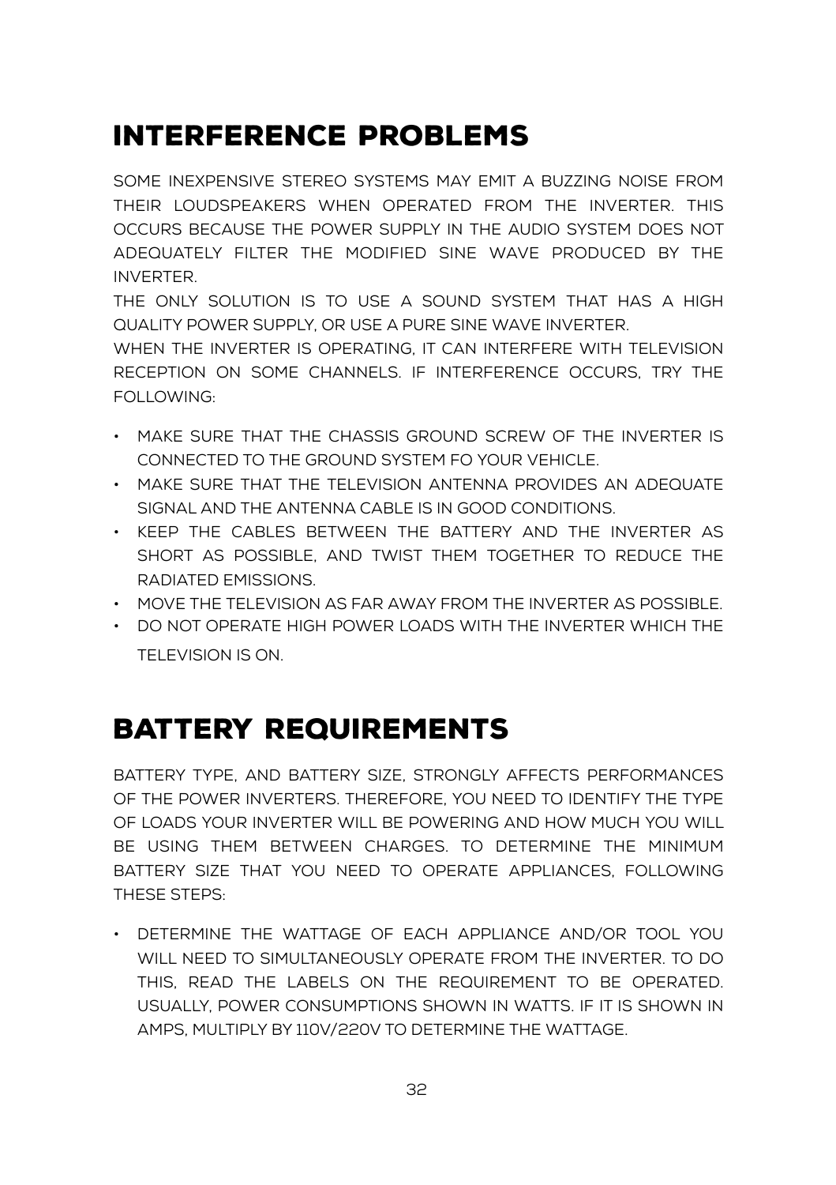# INTERFERENCE PROBLEMS

SOME INEXPENSIVE STEREO SYSTEMS MAY EMIT A BUZZING NOISE FROM THEIR LOUDSPEAKERS WHEN OPERATED FROM THE INVERTER. THIS OCCURS BECAUSE THE POWER SUPPLY IN THE AUDIO SYSTEM DOES NOT ADEQUATELY FILTER THE MODIFIED SINE WAVE PRODUCED BY THE INVERTER.

THE ONLY SOLUTION IS TO USE A SOUND SYSTEM THAT HAS A HIGH QUALITY POWER SUPPLY, OR USE A PURE SINE WAVE INVERTER.

WHEN THE INVERTER IS OPERATING, IT CAN INTERFERE WITH TELEVISION RECEPTION ON SOME CHANNELS. IF INTERFERENCE OCCURS, TRY THE FOLLOWING:

- MAKE SURE THAT THE CHASSIS GROUND SCREW OF THE INVERTER IS CONNECTED TO THE GROUND SYSTEM FO YOUR VEHICLE.
- MAKE SURE THAT THE TELEVISION ANTENNA PROVIDES AN ADEQUATE SIGNAL AND THE ANTENNA CABLE IS IN GOOD CONDITIONS.
- KEEP THE CABLES BETWEEN THE BATTERY AND THE INVERTER AS SHORT AS POSSIBLE, AND TWIST THEM TOGETHER TO REDUCE THE RADIATED EMISSIONS.
- MOVE THE TELEVISION AS FAR AWAY FROM THE INVERTER AS POSSIBLE.
- DO NOT OPERATE HIGH POWER LOADS WITH THE INVERTER WHICH THE TELEVISION IS ON.

# BATTERY REQUIREMENTS

BATTERY TYPE, AND BATTERY SIZE, STRONGLY AFFECTS PERFORMANCES OF THE POWER INVERTERS. THEREFORE, YOU NEED TO IDENTIFY THE TYPE OF LOADS YOUR INVERTER WILL BE POWERING AND HOW MUCH YOU WILL BE USING THEM BETWEEN CHARGES. TO DETERMINE THE MINIMUM BATTERY SIZE THAT YOU NEED TO OPERATE APPLIANCES, FOLLOWING THESE STEPS:

- DETERMINE THE WATTAGE OF EACH APPLIANCE AND/OR TOOL YOU WILL NEED TO SIMULTANEOUSLY OPERATE FROM THE INVERTER. TO DO THIS, READ THE LABELS ON THE REQUIREMENT TO BE OPERATED. USUALLY, POWER CONSUMPTIONS SHOWN IN WATTS. IF IT IS SHOWN IN AMPS, MULTIPLY BY 110V/220V TO DETERMINE THE WATTAGE.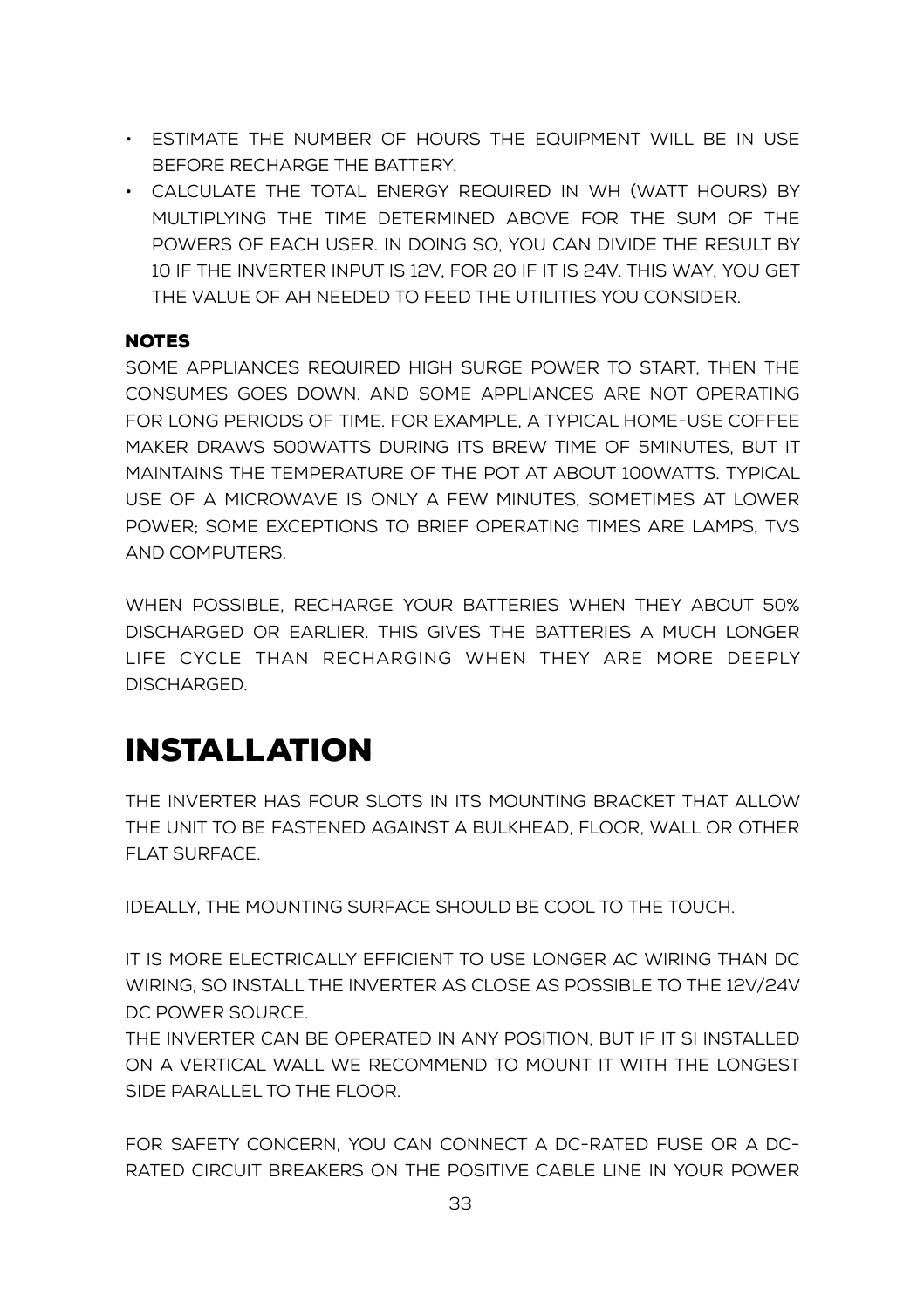- ESTIMATE THE NUMBER OF HOURS THE EQUIPMENT WILL BE IN USE BEFORE RECHARGE THE BATTERY.
- CALCULATE THE TOTAL ENERGY REQUIRED IN WH (WATT HOURS) BY MULTIPLYING THE TIME DETERMINED ABOVE FOR THE SUM OF THE POWERS OF EACH USER. IN DOING SO, YOU CAN DIVIDE THE RESULT BY 10 IF THE INVERTER INPUT IS 12V, FOR 20 IF IT IS 24V. THIS WAY, YOU GET THE VALUE OF AH NEEDED TO FEED THE UTILITIES YOU CONSIDER.

**NOTES**

SOME APPLIANCES REQUIRED HIGH SURGE POWER TO START, THEN THE CONSUMES GOES DOWN. AND SOME APPLIANCES ARE NOT OPERATING FOR LONG PERIODS OF TIME. FOR EXAMPLE, A TYPICAL HOME-USE COFFEE MAKER DRAWS 500WATTS DURING ITS BREW TIME OF 5MINUTES, BUT IT MAINTAINS THE TEMPERATURE OF THE POT AT ABOUT 100WATTS. TYPICAL USE OF A MICROWAVE IS ONLY A FEW MINUTES, SOMETIMES AT LOWER POWER; SOME EXCEPTIONS TO BRIEF OPERATING TIMES ARE LAMPS, TVS AND COMPUTERS.

WHEN POSSIBLE, RECHARGE YOUR BATTERIES WHEN THEY ABOUT 50% DISCHARGED OR EARLIER. THIS GIVES THE BATTERIES A MUCH LONGER LIFE CYCLE THAN RECHARGING WHEN THEY ARE MORE DEEPLY DISCHARGED.

# INSTALLATION

THE INVERTER HAS FOUR SLOTS IN ITS MOUNTING BRACKET THAT ALLOW THE UNIT TO BE FASTENED AGAINST A BULKHEAD, FLOOR, WALL OR OTHER FLAT SURFACE.

IDEALLY, THE MOUNTING SURFACE SHOULD BE COOL TO THE TOUCH.

IT IS MORE ELECTRICALLY EFFICIENT TO USE LONGER AC WIRING THAN DC WIRING, SO INSTALL THE INVERTER AS CLOSE AS POSSIBLE TO THE 12V/24V DC POWER SOURCE.

THE INVERTER CAN BE OPERATED IN ANY POSITION, BUT IF IT SI INSTALLED ON A VERTICAL WALL WE RECOMMEND TO MOUNT IT WITH THE LONGEST SIDE PARALLEL TO THE FLOOR.

FOR SAFETY CONCERN, YOU CAN CONNECT A DC-RATED FUSE OR A DC-RATED CIRCUIT BREAKERS ON THE POSITIVE CABLE LINE IN YOUR POWER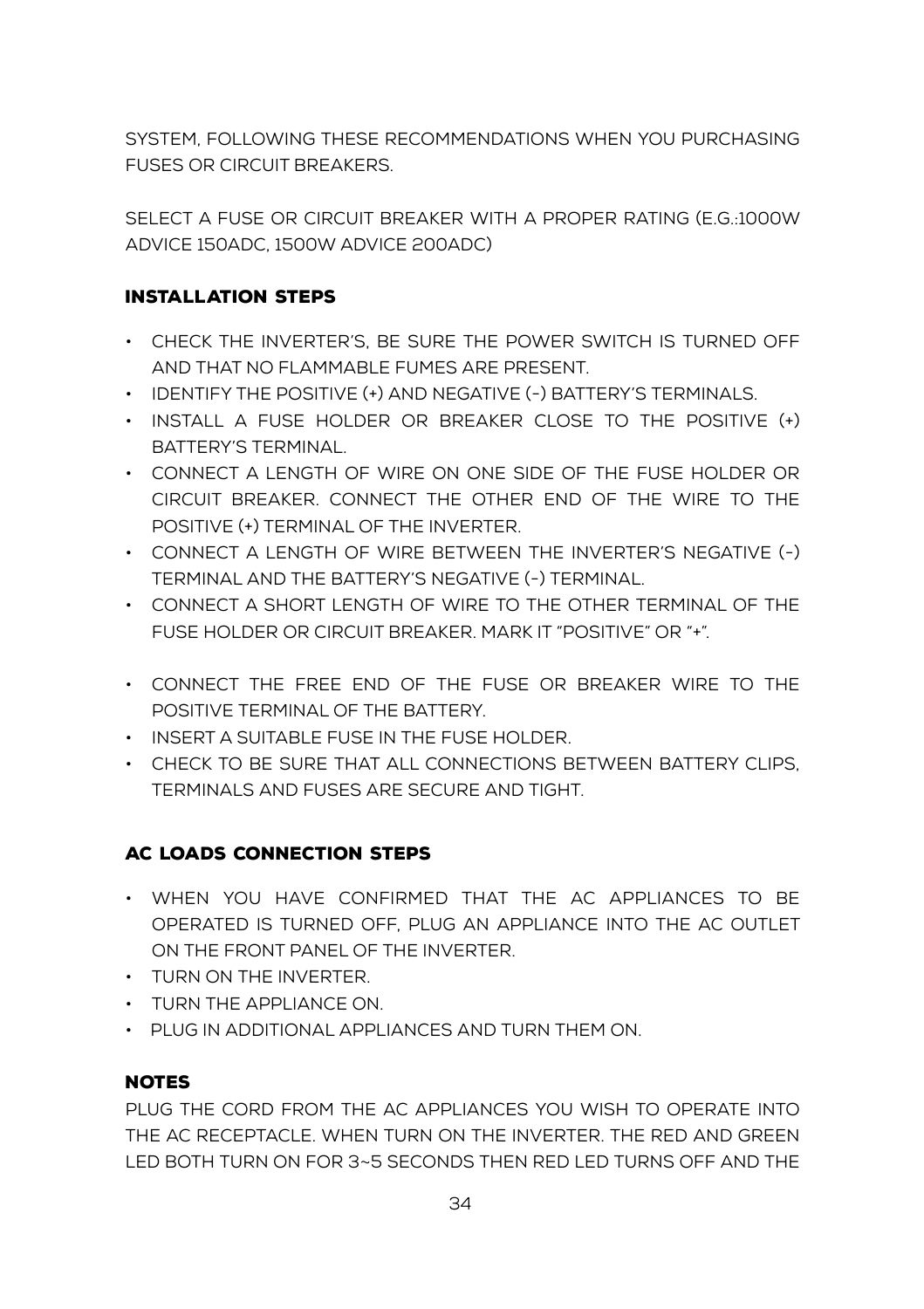SYSTEM, FOLLOWING THESE RECOMMENDATIONS WHEN YOU PURCHASING FUSES OR CIRCUIT BREAKERS.

SELECT A FUSE OR CIRCUIT BREAKER WITH A PROPER RATING (E.G.:1000W ADVICE 150ADC, 1500W ADVICE 200ADC)

## INSTALLATION STEPS

- CHECK THE INVERTER'S, BE SURE THE POWER SWITCH IS TURNED OFF AND THAT NO FLAMMABLE FUMES ARE PRESENT.
- IDENTIFY THE POSITIVE (+) AND NEGATIVE (-) BATTERY'S TERMINALS.
- INSTALL A FUSE HOLDER OR BREAKER CLOSE TO THE POSITIVE (+) BATTERY'S TERMINAL.
- CONNECT A LENGTH OF WIRE ON ONE SIDE OF THE FUSE HOLDER OR CIRCUIT BREAKER. CONNECT THE OTHER END OF THE WIRE TO THE POSITIVE (+) TERMINAL OF THE INVERTER.
- CONNECT A LENGTH OF WIRE BETWEEN THE INVERTER'S NEGATIVE (-) TERMINAL AND THE BATTERY'S NEGATIVE (-) TERMINAL.
- CONNECT A SHORT LENGTH OF WIRE TO THE OTHER TERMINAL OF THE FUSE HOLDER OR CIRCUIT BREAKER. MARK IT "POSITIVE" OR "+".
- CONNECT THE FREE END OF THE FUSE OR BREAKER WIRE TO THE POSITIVE TERMINAL OF THE BATTERY.
- INSERT A SUITABLE FUSE IN THE FUSE HOLDER.
- CHECK TO BE SURE THAT ALL CONNECTIONS BETWEEN BATTERY CLIPS, TERMINALS AND FUSES ARE SECURE AND TIGHT.

## AC LOADS CONNECTION STEPS

- WHEN YOU HAVE CONFIRMED THAT THE AC APPLIANCES TO BE OPERATED IS TURNED OFF, PLUG AN APPLIANCE INTO THE AC OUTLET ON THE FRONT PANEL OF THE INVERTER.
- TURN ON THE INVERTER.
- TURN THE APPLIANCE ON.
- PLUG IN ADDITIONAL APPLIANCES AND TURN THEM ON.

## NOTES

PLUG THE CORD FROM THE AC APPLIANCES YOU WISH TO OPERATE INTO THE AC RECEPTACLE. WHEN TURN ON THE INVERTER. THE RED AND GREEN LED BOTH TURN ON FOR 3~5 SECONDS THEN RED LED TURNS OFF AND THE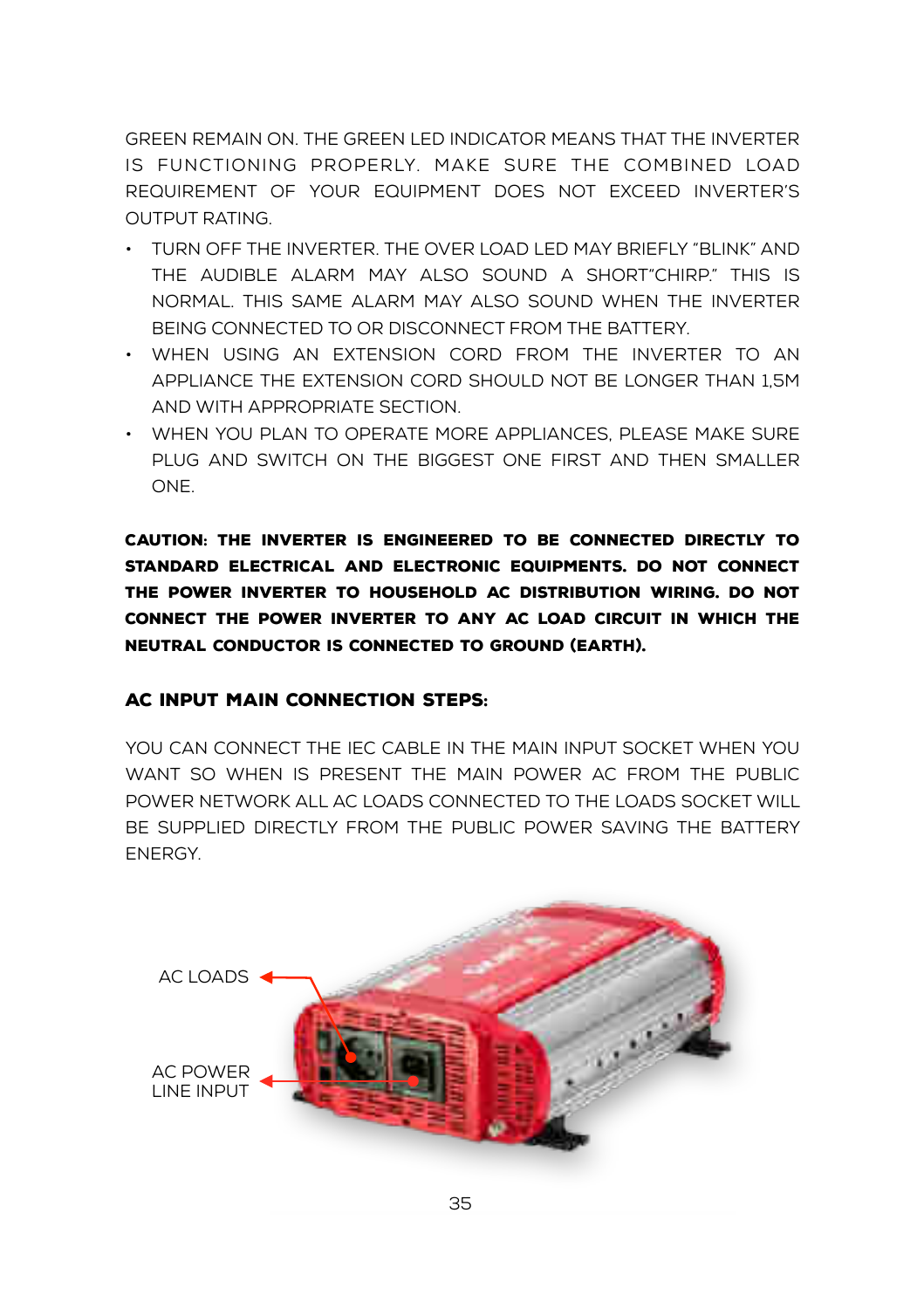GREEN REMAIN ON. THE GREEN LED INDICATOR MEANS THAT THE INVERTER IS FUNCTIONING PROPERLY. MAKE SURE THE COMBINED LOAD REQUIREMENT OF YOUR EQUIPMENT DOES NOT EXCEED INVERTER'S OUTPUT RATING.

- TURN OFF THE INVERTER. THE OVER LOAD LED MAY BRIEFLY "BLINK" AND THE AUDIBLE ALARM MAY ALSO SOUND A SHORT"CHIRP." THIS IS NORMAL. THIS SAME ALARM MAY ALSO SOUND WHEN THE INVERTER BEING CONNECTED TO OR DISCONNECT FROM THE BATTERY.
- WHEN USING AN EXTENSION CORD FROM THE INVERTER TO AN APPLIANCE THE EXTENSION CORD SHOULD NOT BE LONGER THAN 1,5M AND WITH APPROPRIATE SECTION.
- WHEN YOU PLAN TO OPERATE MORE APPLIANCES, PLEASE MAKE SURE PLUG AND SWITCH ON THE BIGGEST ONE FIRST AND THEN SMALLER ONE.

**CAUTION: THE INVERTER IS ENGINEERED TO BE CONNECTED DIRECTLY TO STANDARD ELECTRICAL AND ELECTRONIC EQUIPMENTS. DO NOT CONNECT THE POWER INVERTER TO HOUSEHOLD AC DISTRIBUTION WIRING. DO NOT CONNECT THE POWER INVERTER TO ANY AC LOAD CIRCUIT IN WHICH THE NEUTRAL CONDUCTOR IS CONNECTED TO GROUND (EARTH).**

### AC INPUT MAIN CONNECTION STEPS:

YOU CAN CONNECT THE IEC CABLE IN THE MAIN INPUT SOCKET WHEN YOU WANT SO WHEN IS PRESENT THE MAIN POWER AC FROM THE PUBLIC POWER NETWORK ALL AC LOADS CONNECTED TO THE LOADS SOCKET WILL BE SUPPLIED DIRECTLY FROM THE PUBLIC POWER SAVING THE BATTERY ENERGY.

AC LOADS

AC POWER LINE INPUT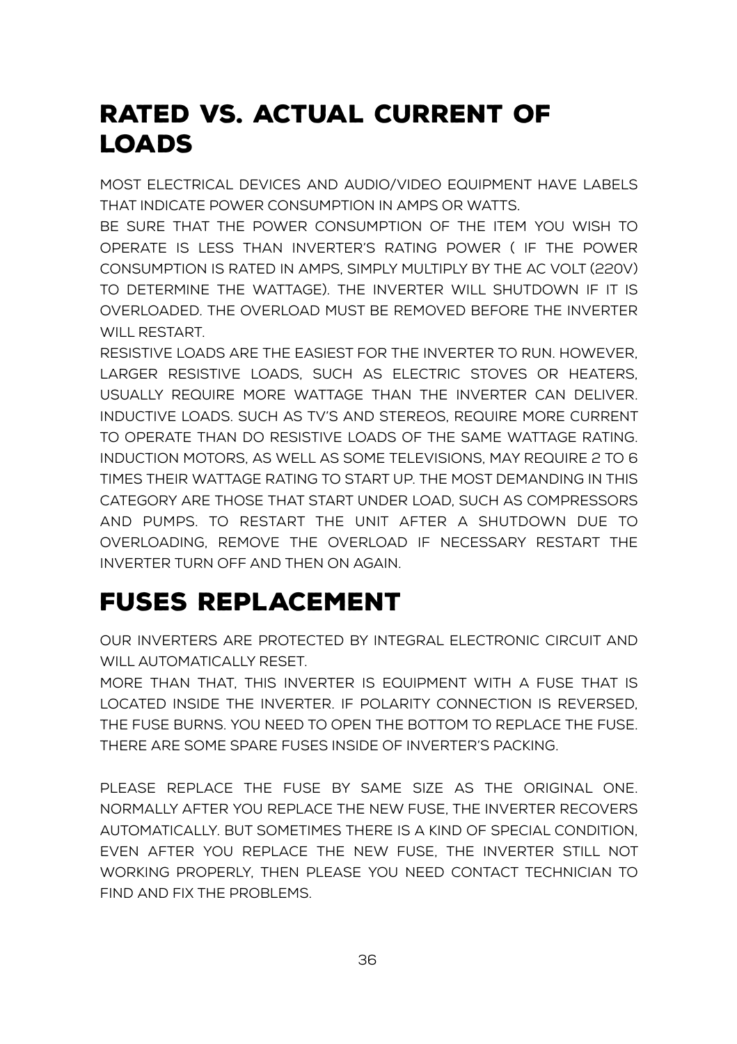# RATED VS. ACTUAL CURRENT OF LOADS

MOST ELECTRICAL DEVICES AND AUDIO/VIDEO EQUIPMENT HAVE LABELS THAT INDICATE POWER CONSUMPTION IN AMPS OR WATTS.

BE SURE THAT THE POWER CONSUMPTION OF THE ITEM YOU WISH TO OPERATE IS LESS THAN INVERTER'S RATING POWER ( IF THE POWER CONSUMPTION IS RATED IN AMPS, SIMPLY MULTIPLY BY THE AC VOLT (220V) TO DETERMINE THE WATTAGE). THE INVERTER WILL SHUTDOWN IF IT IS OVERLOADED. THE OVERLOAD MUST BE REMOVED BEFORE THE INVERTER WILL RESTART.

RESISTIVE LOADS ARE THE EASIEST FOR THE INVERTER TO RUN. HOWEVER, LARGER RESISTIVE LOADS, SUCH AS ELECTRIC STOVES OR HEATERS, USUALLY REQUIRE MORE WATTAGE THAN THE INVERTER CAN DELIVER. INDUCTIVE LOADS. SUCH AS TV'S AND STEREOS, REQUIRE MORE CURRENT TO OPERATE THAN DO RESISTIVE LOADS OF THE SAME WATTAGE RATING. INDUCTION MOTORS, AS WELL AS SOME TELEVISIONS, MAY REQUIRE 2 TO 6 TIMES THEIR WATTAGE RATING TO START UP. THE MOST DEMANDING IN THIS CATEGORY ARE THOSE THAT START UNDER LOAD, SUCH AS COMPRESSORS AND PUMPS. TO RESTART THE UNIT AFTER A SHUTDOWN DUE TO OVERLOADING, REMOVE THE OVERLOAD IF NECESSARY RESTART THE INVERTER TURN OFF AND THEN ON AGAIN.

# FUSES REPLACEMENT

OUR INVERTERS ARE PROTECTED BY INTEGRAL ELECTRONIC CIRCUIT AND WILL AUTOMATICALLY RESET.

MORE THAN THAT, THIS INVERTER IS EQUIPMENT WITH A FUSE THAT IS LOCATED INSIDE THE INVERTER. IF POLARITY CONNECTION IS REVERSED, THE FUSE BURNS. YOU NEED TO OPEN THE BOTTOM TO REPLACE THE FUSE. THERE ARE SOME SPARE FUSES INSIDE OF INVERTER'S PACKING.

PLEASE REPLACE THE FUSE BY SAME SIZE AS THE ORIGINAL ONE. NORMALLY AFTER YOU REPLACE THE NEW FUSE, THE INVERTER RECOVERS AUTOMATICALLY. BUT SOMETIMES THERE IS A KIND OF SPECIAL CONDITION, EVEN AFTER YOU REPLACE THE NEW FUSE, THE INVERTER STILL NOT WORKING PROPERLY, THEN PLEASE YOU NEED CONTACT TECHNICIAN TO FIND AND FIX THE PROBLEMS.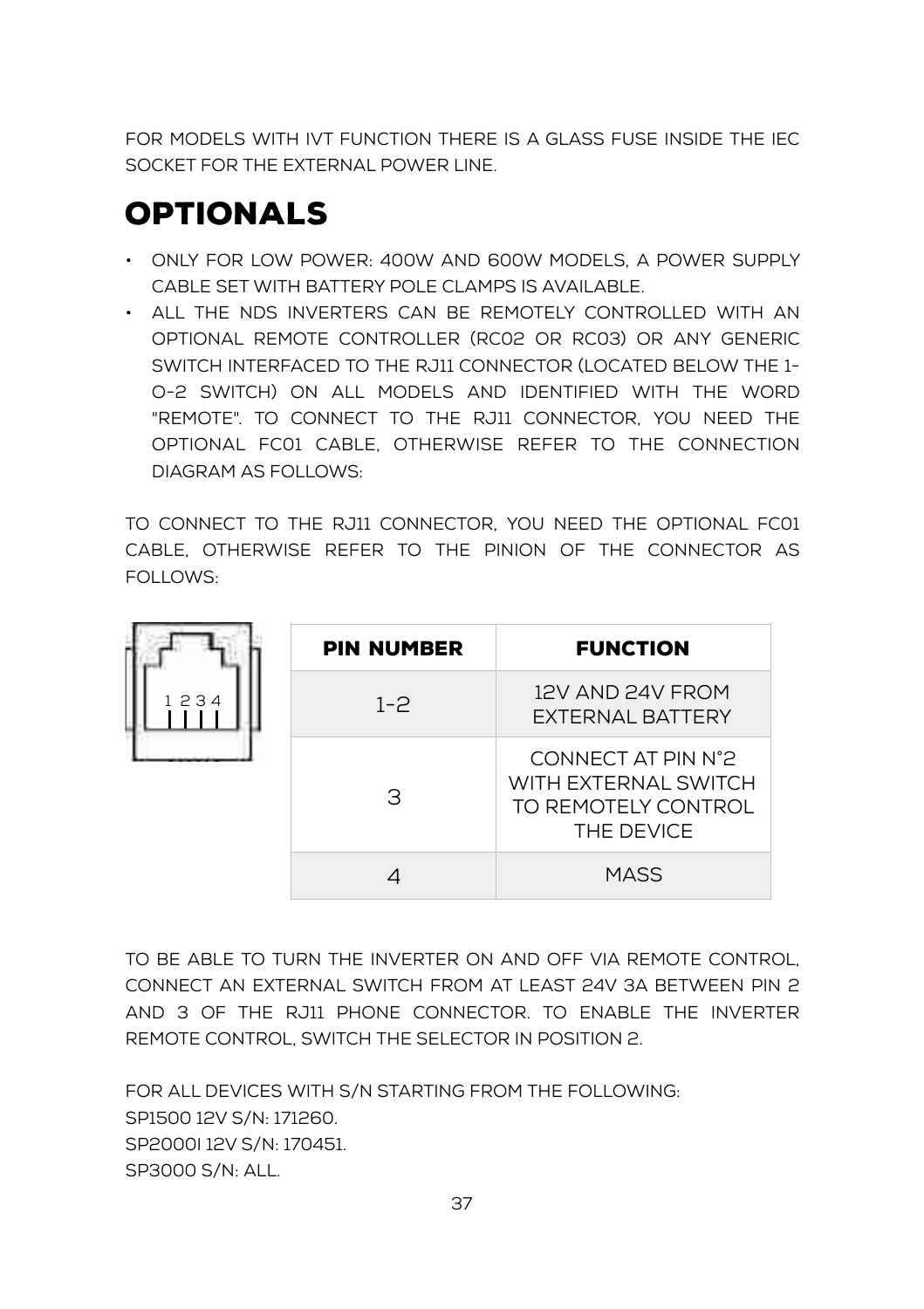FOR MODELS WITH IVT FUNCTION THERE IS A GLASS FUSE INSIDE THE IEC SOCKET FOR THE EXTERNAL POWER LINE.

# OPTIONALS

- ONLY FOR LOW POWER: 400W AND 600W MODELS, A POWER SUPPLY CABLE SET WITH BATTERY POLE CLAMPS IS AVAILABLE.
- ALL THE NDS INVERTERS CAN BE REMOTELY CONTROLLED WITH AN OPTIONAL REMOTE CONTROLLER (RC02 OR RC03) OR ANY GENERIC SWITCH INTERFACED TO THE RJ11 CONNECTOR (LOCATED BELOW THE 1-0-2 SWITCH) ON ALL MODELS AND IDENTIFIED WITH THE WORD "REMOTE". TO CONNECT TO THE RJ11 CONNECTOR, YOU NEED THE OPTIONAL FC01 CABLE, OTHERWISE REFER TO THE CONNECTION DIAGRAM AS FOLLOWS:

TO CONNECT TO THE RJ11 CONNECTOR, YOU NEED THE OPTIONAL FC01 CABLE, OTHERWISE REFER TO THE PINION OF THE CONNECTOR AS FOLLOWS:

1 2 3 4

| PIN NUMBER | FUNCTION |
|---|---|
| 1-2 | 12V AND 24V FROM EXTERNAL BATTERY |
| 3 | CONNECT AT PIN N°2 WITH EXTERNAL SWITCH TO REMOTELY CONTROL THE DEVICE |
| 4 | MASS |

TO BE ABLE TO TURN THE INVERTER ON AND OFF VIA REMOTE CONTROL, CONNECT AN EXTERNAL SWITCH FROM AT LEAST 24V 3A BETWEEN PIN 2 AND 3 OF THE RJ11 PHONE CONNECTOR. TO ENABLE THE INVERTER REMOTE CONTROL, SWITCH THE SELECTOR IN POSITION 2.

FOR ALL DEVICES WITH S/N STARTING FROM THE FOLLOWING:
SP1500 12V S/N: 171260.
SP2000I 12V S/N: 170451.
SP3000 S/N: ALL.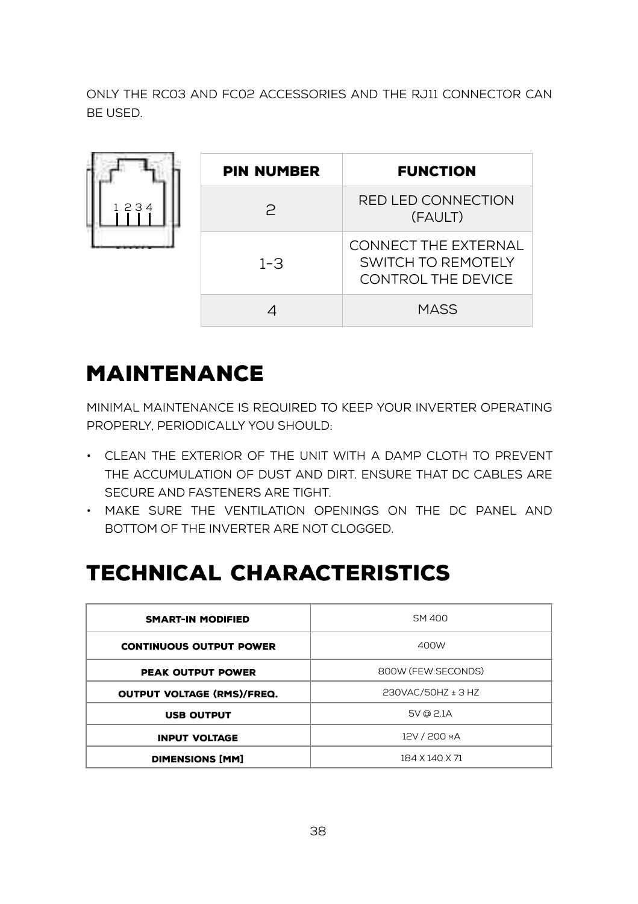ONLY THE RC03 AND FC02 ACCESSORIES AND THE RJ11 CONNECTOR CAN BE USED.

| PIN NUMBER | FUNCTION |
|---|---|
| 2 | RED LED CONNECTION (FAULT) |
| 1-3 | CONNECT THE EXTERNAL SWITCH TO REMOTELY CONTROL THE DEVICE |
| 4 | MASS |

# MAINTENANCE

MINIMAL MAINTENANCE IS REQUIRED TO KEEP YOUR INVERTER OPERATING PROPERLY, PERIODICALLY YOU SHOULD:

- CLEAN THE EXTERIOR OF THE UNIT WITH A DAMP CLOTH TO PREVENT THE ACCUMULATION OF DUST AND DIRT. ENSURE THAT DC CABLES ARE SECURE AND FASTENERS ARE TIGHT.
- MAKE SURE THE VENTILATION OPENINGS ON THE DC PANEL AND BOTTOM OF THE INVERTER ARE NOT CLOGGED.

# TECHNICAL CHARACTERISTICS

| SMART-IN MODIFIED | SM 400 |
|---|---|
| CONTINUOUS OUTPUT POWER | 400W |
| PEAK OUTPUT POWER | 800W (FEW SECONDS) |
| OUTPUT VOLTAGE (RMS)/FREQ. | 230VAC/50HZ ± 3 HZ |
| USB OUTPUT | 5V @ 2.1A |
| INPUT VOLTAGE | 12V / 200 mA |
| DIMENSIONS [MM] | 184 X 140 X 71 |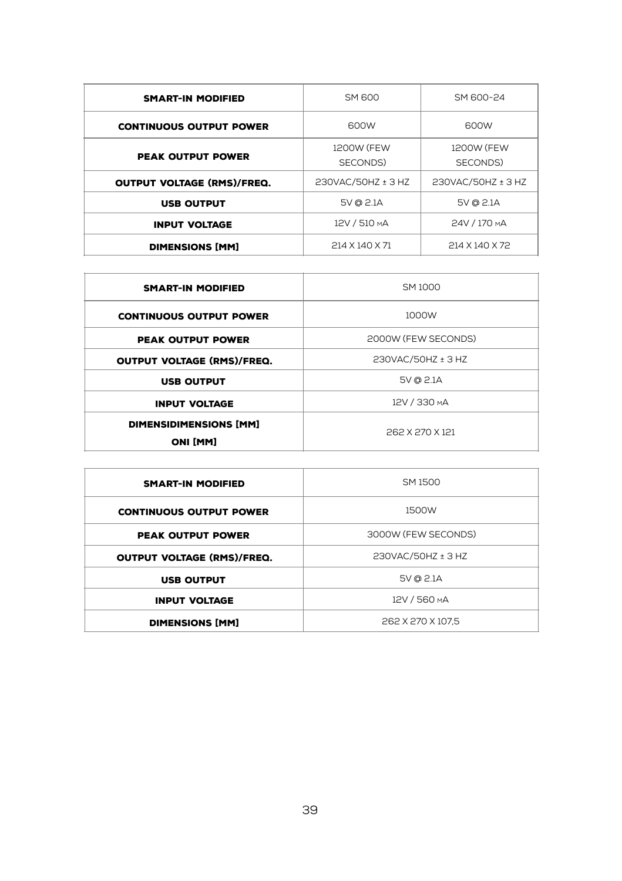| SMART-IN MODIFIED | SM 600 | SM 600-24 |
|---|---|---|
| CONTINUOUS OUTPUT POWER | 600W | 600W |
| PEAK OUTPUT POWER | 1200W (FEW SECONDS) | 1200W (FEW SECONDS) |
| OUTPUT VOLTAGE (RMS)/FREQ. | 230VAC/50HZ ± 3 HZ | 230VAC/50HZ ± 3 HZ |
| USB OUTPUT | 5V @ 2.1A | 5V @ 2.1A |
| INPUT VOLTAGE | 12V / 510 MA | 24V / 170 MA |
| DIMENSIONS [MM] | 214 X 140 X 71 | 214 X 140 X 72 |

| SMART-IN MODIFIED | SM 1000 |
|---|---|
| CONTINUOUS OUTPUT POWER | 1000W |
| PEAK OUTPUT POWER | 2000W (FEW SECONDS) |
| OUTPUT VOLTAGE (RMS)/FREQ. | 230VAC/50HZ ± 3 HZ |
| USB OUTPUT | 5V @ 2.1A |
| INPUT VOLTAGE | 12V / 330 MA |
| DIMENSIDIMENSIONS [MM] ONI [MM] | 262 X 270 X 121 |

| SMART-IN MODIFIED | SM 1500 |
|---|---|
| CONTINUOUS OUTPUT POWER | 1500W |
| PEAK OUTPUT POWER | 3000W (FEW SECONDS) |
| OUTPUT VOLTAGE (RMS)/FREQ. | 230VAC/50HZ ± 3 HZ |
| USB OUTPUT | 5V @ 2.1A |
| INPUT VOLTAGE | 12V / 560 MA |
| DIMENSIONS [MM] | 262 X 270 X 107,5 |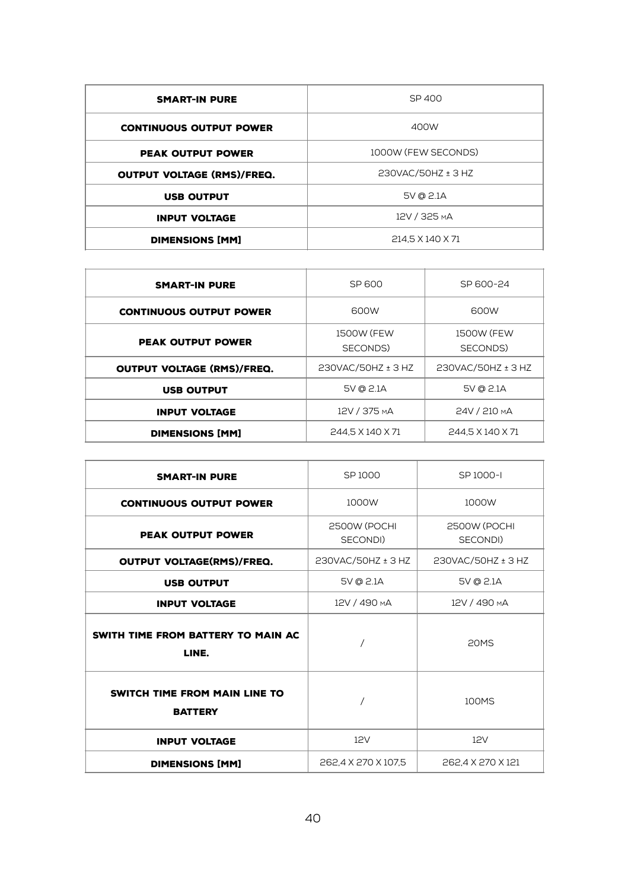| SMART-IN PURE | SP 400 |
|---|---|
| CONTINUOUS OUTPUT POWER | 400W |
| PEAK OUTPUT POWER | 1000W (FEW SECONDS) |
| OUTPUT VOLTAGE (RMS)/FREQ. | 230VAC/50HZ ± 3 HZ |
| USB OUTPUT | 5V @ 2.1A |
| INPUT VOLTAGE | 12V / 325 mA |
| DIMENSIONS [MM] | 214,5 X 140 X 71 |

| SMART-IN PURE | SP 600 | SP 600-24 |
|---|---|---|
| CONTINUOUS OUTPUT POWER | 600W | 600W |
| PEAK OUTPUT POWER | 1500W (FEW SECONDS) | 1500W (FEW SECONDS) |
| OUTPUT VOLTAGE (RMS)/FREQ. | 230VAC/50HZ ± 3 HZ | 230VAC/50HZ ± 3 HZ |
| USB OUTPUT | 5V @ 2.1A | 5V @ 2.1A |
| INPUT VOLTAGE | 12V / 375 mA | 24V / 210 mA |
| DIMENSIONS [MM] | 244,5 X 140 X 71 | 244,5 X 140 X 71 |

| SMART-IN PURE | SP 1000 | SP 1000-I |
|---|---|---|
| CONTINUOUS OUTPUT POWER | 1000W | 1000W |
| PEAK OUTPUT POWER | 2500W (POCHI SECONDI) | 2500W (POCHI SECONDI) |
| OUTPUT VOLTAGE(RMS)/FREQ. | 230VAC/50HZ ± 3 HZ | 230VAC/50HZ ± 3 HZ |
| USB OUTPUT | 5V @ 2.1A | 5V @ 2.1A |
| INPUT VOLTAGE | 12V / 490 mA | 12V / 490 mA |
| SWITH TIME FROM BATTERY TO MAIN AC LINE. | / | 20MS |
| SWITCH TIME FROM MAIN LINE TO BATTERY | / | 100MS |
| INPUT VOLTAGE | 12V | 12V |
| DIMENSIONS [MM] | 262,4 X 270 X 107,5 | 262,4 X 270 X 121 |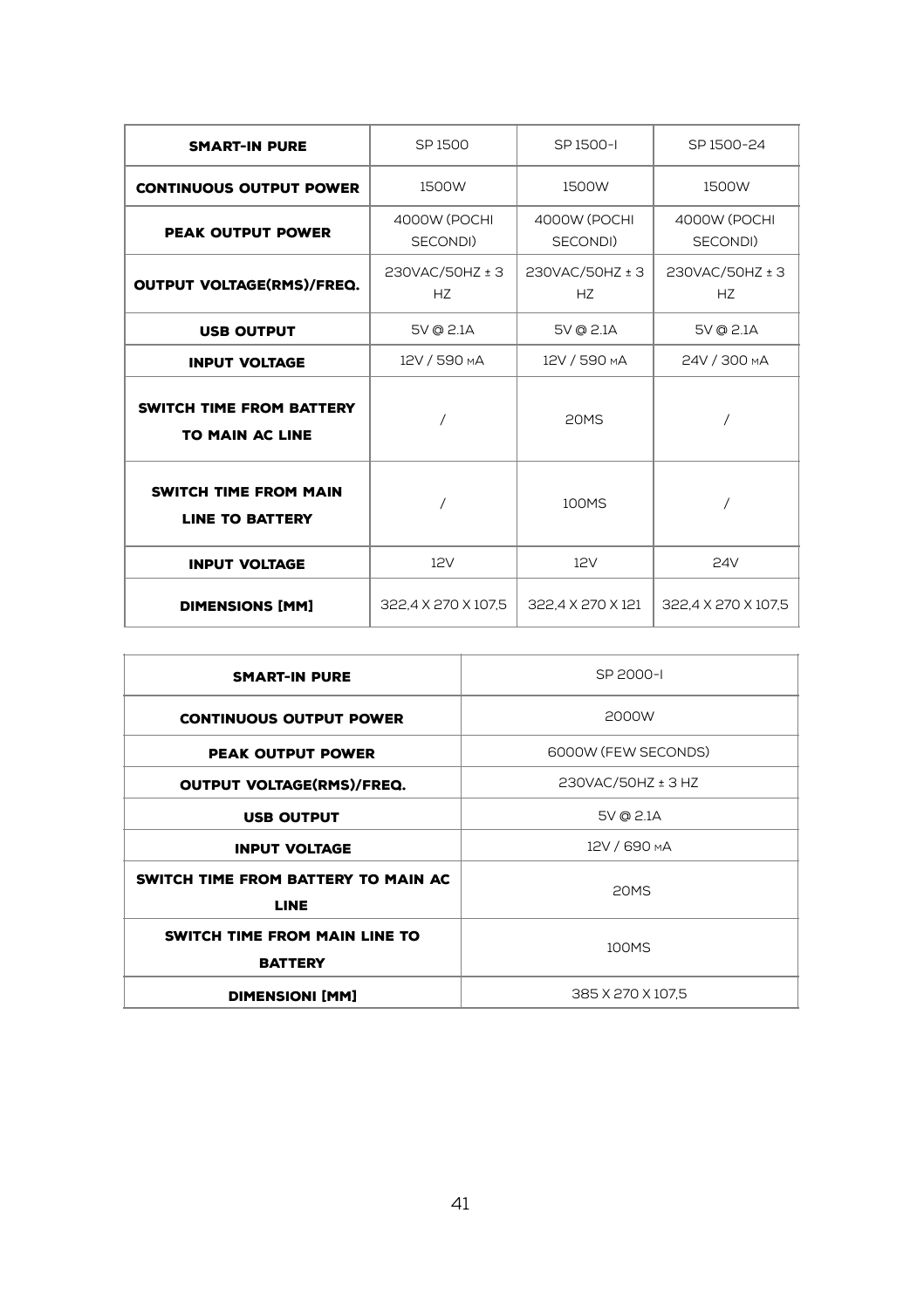| SMART-IN PURE | SP 1500 | SP 1500-I | SP 1500-24 |
|---|---|---|---|
| CONTINUOUS OUTPUT POWER | 1500W | 1500W | 1500W |
| PEAK OUTPUT POWER | 4000W (POCHI SECONDI) | 4000W (POCHI SECONDI) | 4000W (POCHI SECONDI) |
| OUTPUT VOLTAGE(RMS)/FREQ. | 230VAC/50HZ ± 3 HZ | 230VAC/50HZ ± 3 HZ | 230VAC/50HZ ± 3 HZ |
| USB OUTPUT | 5V @ 2.1A | 5V @ 2.1A | 5V @ 2.1A |
| INPUT VOLTAGE | 12V / 590 mA | 12V / 590 mA | 24V / 300 mA |
| SWITCH TIME FROM BATTERY TO MAIN AC LINE | / | 20MS | / |
| SWITCH TIME FROM MAIN LINE TO BATTERY | / | 100MS | / |
| INPUT VOLTAGE | 12V | 12V | 24V |
| DIMENSIONS [MM] | 322,4 X 270 X 107,5 | 322,4 X 270 X 121 | 322,4 X 270 X 107,5 |

| SMART-IN PURE | SP 2000-I |
|---|---|
| CONTINUOUS OUTPUT POWER | 2000W |
| PEAK OUTPUT POWER | 6000W (FEW SECONDS) |
| OUTPUT VOLTAGE(RMS)/FREQ. | 230VAC/50HZ ± 3 HZ |
| USB OUTPUT | 5V @ 2.1A |
| INPUT VOLTAGE | 12V / 690 mA |
| SWITCH TIME FROM BATTERY TO MAIN AC LINE | 20MS |
| SWITCH TIME FROM MAIN LINE TO BATTERY | 100MS |
| DIMENSIONI [MM] | 385 X 270 X 107,5 |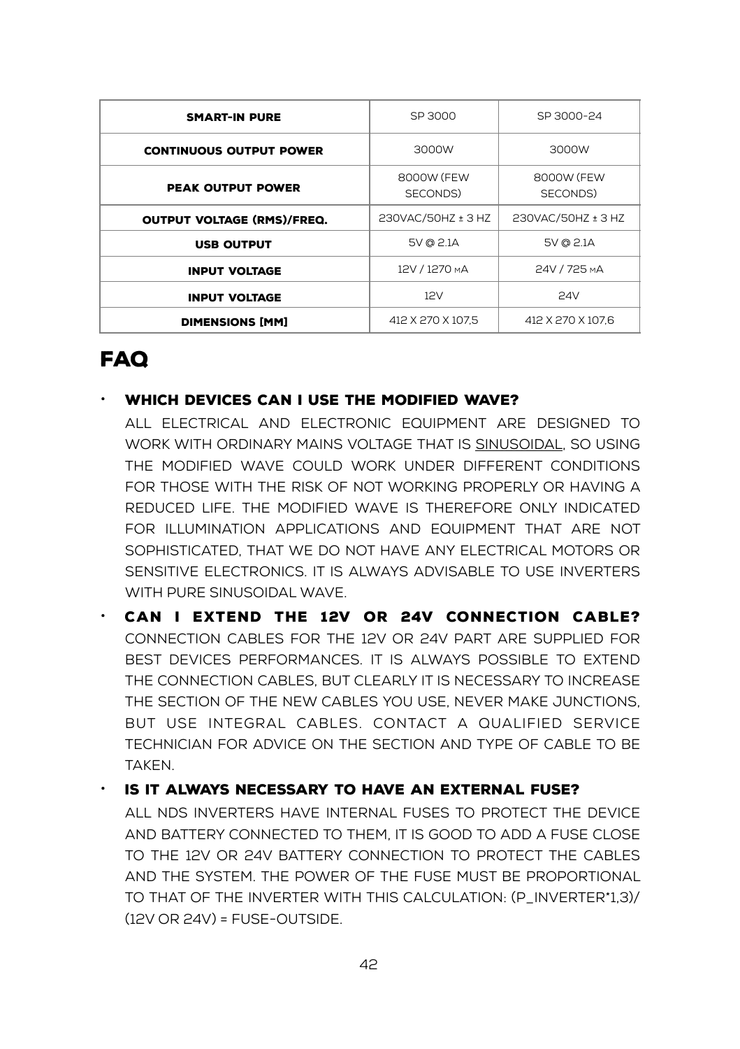| SMART-IN PURE | SP 3000 | SP 3000-24 |
| --- | --- | --- |
| CONTINUOUS OUTPUT POWER | 3000W | 3000W |
| PEAK OUTPUT POWER | 8000W (FEW SECONDS) | 8000W (FEW SECONDS) |
| OUTPUT VOLTAGE (RMS)/FREQ. | 230VAC/50HZ ± 3 HZ | 230VAC/50HZ ± 3 HZ |
| USB OUTPUT | 5V @ 2.1A | 5V @ 2.1A |
| INPUT VOLTAGE | 12V / 1270 mA | 24V / 725 mA |
| INPUT VOLTAGE | 12V | 24V |
| DIMENSIONS [MM] | 412 X 270 X 107,5 | 412 X 270 X 107,6 |

# FAQ

- **WHICH DEVICES CAN I USE THE MODIFIED WAVE?**

  ALL ELECTRICAL AND ELECTRONIC EQUIPMENT ARE DESIGNED TO WORK WITH ORDINARY MAINS VOLTAGE THAT IS SINUSOIDAL, SO USING THE MODIFIED WAVE COULD WORK UNDER DIFFERENT CONDITIONS FOR THOSE WITH THE RISK OF NOT WORKING PROPERLY OR HAVING A REDUCED LIFE. THE MODIFIED WAVE IS THEREFORE ONLY INDICATED FOR ILLUMINATION APPLICATIONS AND EQUIPMENT THAT ARE NOT SOPHISTICATED, THAT WE DO NOT HAVE ANY ELECTRICAL MOTORS OR SENSITIVE ELECTRONICS. IT IS ALWAYS ADVISABLE TO USE INVERTERS WITH PURE SINUSOIDAL WAVE.

- **CAN I EXTEND THE 12V OR 24V CONNECTION CABLE?** CONNECTION CABLES FOR THE 12V OR 24V PART ARE SUPPLIED FOR BEST DEVICES PERFORMANCES. IT IS ALWAYS POSSIBLE TO EXTEND THE CONNECTION CABLES, BUT CLEARLY IT IS NECESSARY TO INCREASE THE SECTION OF THE NEW CABLES YOU USE, NEVER MAKE JUNCTIONS, BUT USE INTEGRAL CABLES. CONTACT A QUALIFIED SERVICE TECHNICIAN FOR ADVICE ON THE SECTION AND TYPE OF CABLE TO BE TAKEN.

- **IS IT ALWAYS NECESSARY TO HAVE AN EXTERNAL FUSE?**

  ALL NDS INVERTERS HAVE INTERNAL FUSES TO PROTECT THE DEVICE AND BATTERY CONNECTED TO THEM, IT IS GOOD TO ADD A FUSE CLOSE TO THE 12V OR 24V BATTERY CONNECTION TO PROTECT THE CABLES AND THE SYSTEM. THE POWER OF THE FUSE MUST BE PROPORTIONAL TO THAT OF THE INVERTER WITH THIS CALCULATION: (P_INVERTER*1,3)/(12V OR 24V) = FUSE-OUTSIDE.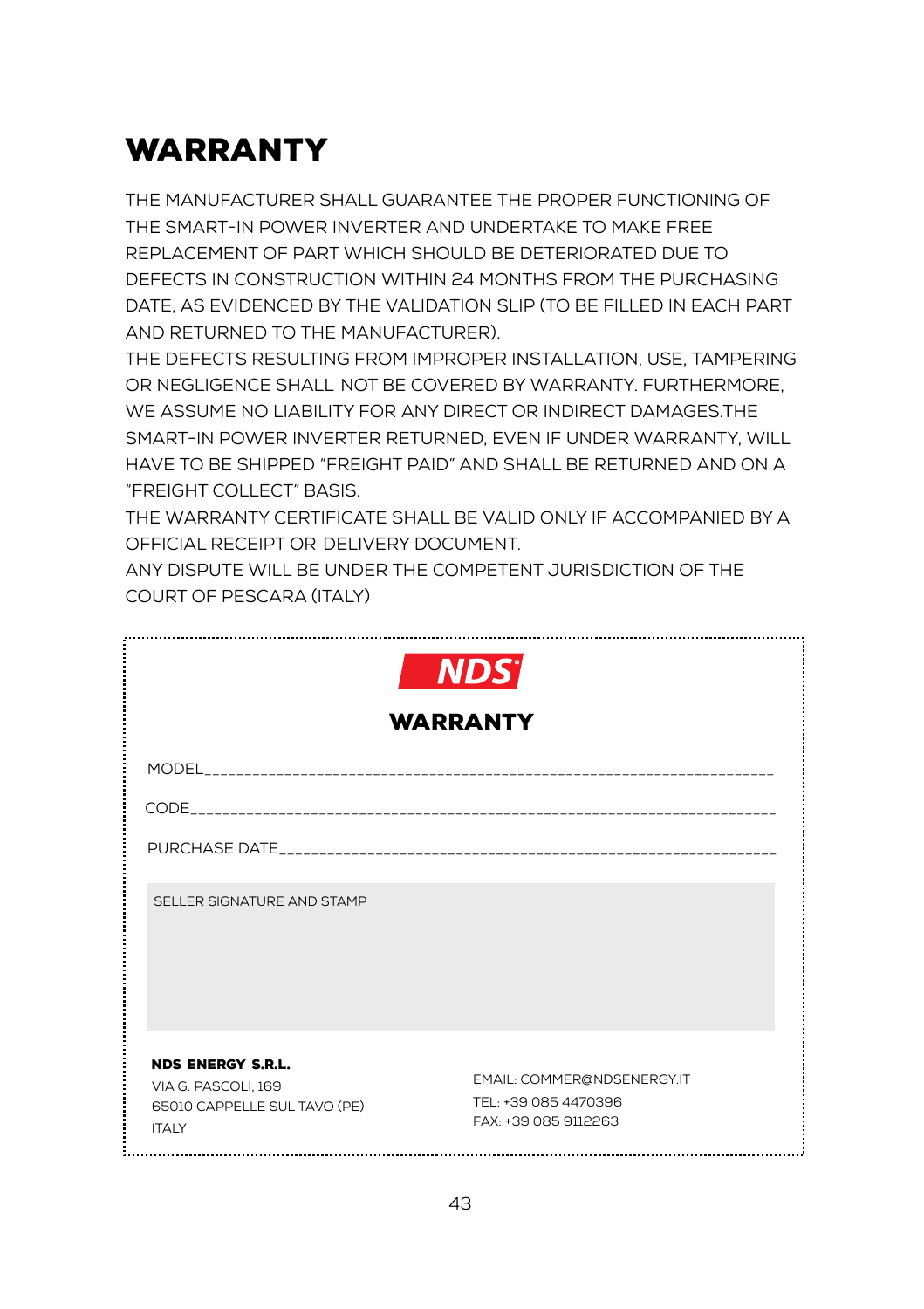# WARRANTY

THE MANUFACTURER SHALL GUARANTEE THE PROPER FUNCTIONING OF THE SMART-IN POWER INVERTER AND UNDERTAKE TO MAKE FREE REPLACEMENT OF PART WHICH SHOULD BE DETERIORATED DUE TO DEFECTS IN CONSTRUCTION WITHIN 24 MONTHS FROM THE PURCHASING DATE, AS EVIDENCED BY THE VALIDATION SLIP (TO BE FILLED IN EACH PART AND RETURNED TO THE MANUFACTURER).

THE DEFECTS RESULTING FROM IMPROPER INSTALLATION, USE, TAMPERING OR NEGLIGENCE SHALL NOT BE COVERED BY WARRANTY. FURTHERMORE, WE ASSUME NO LIABILITY FOR ANY DIRECT OR INDIRECT DAMAGES.THE SMART-IN POWER INVERTER RETURNED, EVEN IF UNDER WARRANTY, WILL HAVE TO BE SHIPPED "FREIGHT PAID" AND SHALL BE RETURNED AND ON A "FREIGHT COLLECT" BASIS.

THE WARRANTY CERTIFICATE SHALL BE VALID ONLY IF ACCOMPANIED BY A OFFICIAL RECEIPT OR DELIVERY DOCUMENT.

ANY DISPUTE WILL BE UNDER THE COMPETENT JURISDICTION OF THE COURT OF PESCARA (ITALY)

---

**NDS**

## WARRANTY

MODEL_______________________________________________________________________

CODE_________________________________________________________________________

PURCHASE DATE______________________________________________________________

SELLER SIGNATURE AND STAMP

**NDS ENERGY S.R.L.**
VIA G. PASCOLI, 169
65010 CAPPELLE SUL TAVO (PE)
ITALY

EMAIL: COMMER@NDSENERGY.IT
TEL: +39 085 4470396
FAX: +39 085 9112263